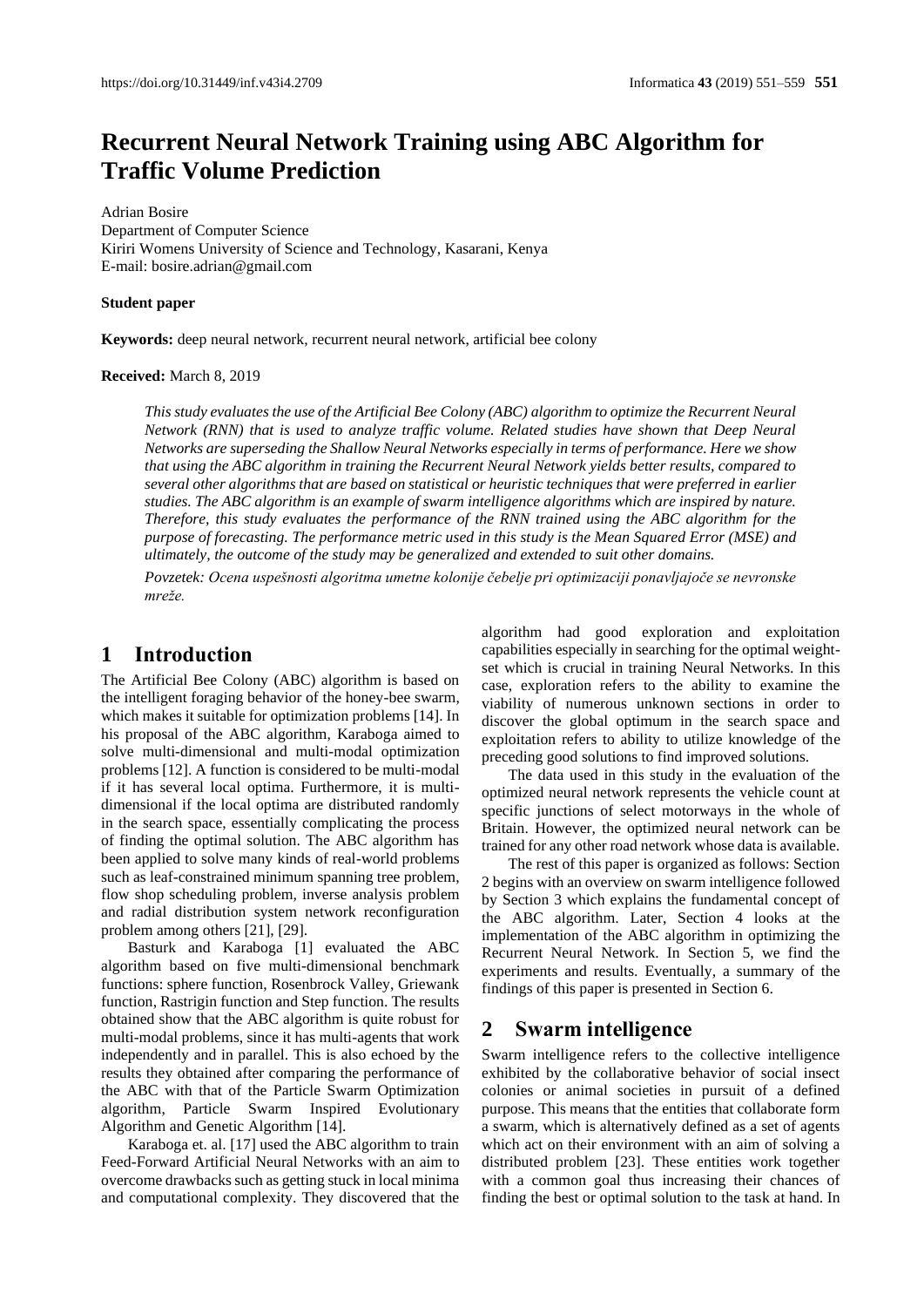# Recurrent Neural Network Training using ABC Algorithm for Traffic Volume Prediction

Adrian Bosire
Department of Computer Science
Kiriri Womens University of Science and Technology, Kasarani, Kenya
E-mail: bosire.adrian@gmail.com

**Student paper**

**Keywords:** deep neural network, recurrent neural network, artificial bee colony

**Received:** March 8, 2019

*This study evaluates the use of the Artificial Bee Colony (ABC) algorithm to optimize the Recurrent Neural Network (RNN) that is used to analyze traffic volume. Related studies have shown that Deep Neural Networks are superseding the Shallow Neural Networks especially in terms of performance. Here we show that using the ABC algorithm in training the Recurrent Neural Network yields better results, compared to several other algorithms that are based on statistical or heuristic techniques that were preferred in earlier studies. The ABC algorithm is an example of swarm intelligence algorithms which are inspired by nature. Therefore, this study evaluates the performance of the RNN trained using the ABC algorithm for the purpose of forecasting. The performance metric used in this study is the Mean Squared Error (MSE) and ultimately, the outcome of the study may be generalized and extended to suit other domains.*

*Povzetek: Ocena uspešnosti algoritma umetne kolonije čebelje pri optimizaciji ponavljajoče se nevronske mreže.*

## 1 Introduction

The Artificial Bee Colony (ABC) algorithm is based on the intelligent foraging behavior of the honey-bee swarm, which makes it suitable for optimization problems [14]. In his proposal of the ABC algorithm, Karaboga aimed to solve multi-dimensional and multi-modal optimization problems [12]. A function is considered to be multi-modal if it has several local optima. Furthermore, it is multi-dimensional if the local optima are distributed randomly in the search space, essentially complicating the process of finding the optimal solution. The ABC algorithm has been applied to solve many kinds of real-world problems such as leaf-constrained minimum spanning tree problem, flow shop scheduling problem, inverse analysis problem and radial distribution system network reconfiguration problem among others [21], [29].

Basturk and Karaboga [1] evaluated the ABC algorithm based on five multi-dimensional benchmark functions: sphere function, Rosenbrock Valley, Griewank function, Rastrigin function and Step function. The results obtained show that the ABC algorithm is quite robust for multi-modal problems, since it has multi-agents that work independently and in parallel. This is also echoed by the results they obtained after comparing the performance of the ABC with that of the Particle Swarm Optimization algorithm, Particle Swarm Inspired Evolutionary Algorithm and Genetic Algorithm [14].

Karaboga et. al. [17] used the ABC algorithm to train Feed-Forward Artificial Neural Networks with an aim to overcome drawbacks such as getting stuck in local minima and computational complexity. They discovered that the algorithm had good exploration and exploitation capabilities especially in searching for the optimal weight-set which is crucial in training Neural Networks. In this case, exploration refers to the ability to examine the viability of numerous unknown sections in order to discover the global optimum in the search space and exploitation refers to ability to utilize knowledge of the preceding good solutions to find improved solutions.

The data used in this study in the evaluation of the optimized neural network represents the vehicle count at specific junctions of select motorways in the whole of Britain. However, the optimized neural network can be trained for any other road network whose data is available.

The rest of this paper is organized as follows: Section 2 begins with an overview on swarm intelligence followed by Section 3 which explains the fundamental concept of the ABC algorithm. Later, Section 4 looks at the implementation of the ABC algorithm in optimizing the Recurrent Neural Network. In Section 5, we find the experiments and results. Eventually, a summary of the findings of this paper is presented in Section 6.

## 2 Swarm intelligence

Swarm intelligence refers to the collective intelligence exhibited by the collaborative behavior of social insect colonies or animal societies in pursuit of a defined purpose. This means that the entities that collaborate form a swarm, which is alternatively defined as a set of agents which act on their environment with an aim of solving a distributed problem [23]. These entities work together with a common goal thus increasing their chances of finding the best or optimal solution to the task at hand. In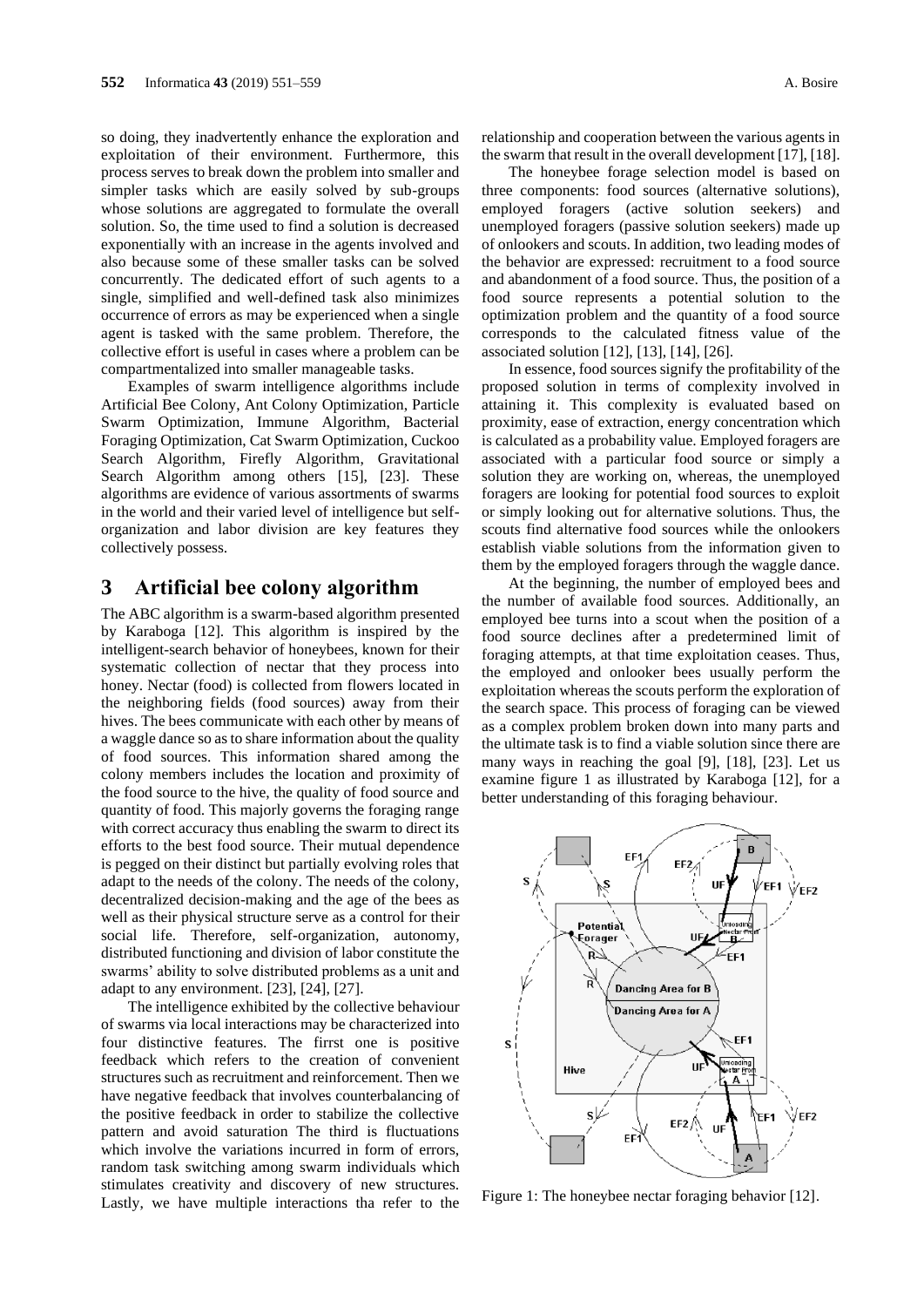so doing, they inadvertently enhance the exploration and exploitation of their environment. Furthermore, this process serves to break down the problem into smaller and simpler tasks which are easily solved by sub-groups whose solutions are aggregated to formulate the overall solution. So, the time used to find a solution is decreased exponentially with an increase in the agents involved and also because some of these smaller tasks can be solved concurrently. The dedicated effort of such agents to a single, simplified and well-defined task also minimizes occurrence of errors as may be experienced when a single agent is tasked with the same problem. Therefore, the collective effort is useful in cases where a problem can be compartmentalized into smaller manageable tasks.

Examples of swarm intelligence algorithms include Artificial Bee Colony, Ant Colony Optimization, Particle Swarm Optimization, Immune Algorithm, Bacterial Foraging Optimization, Cat Swarm Optimization, Cuckoo Search Algorithm, Firefly Algorithm, Gravitational Search Algorithm among others [15], [23]. These algorithms are evidence of various assortments of swarms in the world and their varied level of intelligence but self-organization and labor division are key features they collectively possess.

# 3 Artificial bee colony algorithm

The ABC algorithm is a swarm-based algorithm presented by Karaboga [12]. This algorithm is inspired by the intelligent-search behavior of honeybees, known for their systematic collection of nectar that they process into honey. Nectar (food) is collected from flowers located in the neighboring fields (food sources) away from their hives. The bees communicate with each other by means of a waggle dance so as to share information about the quality of food sources. This information shared among the colony members includes the location and proximity of the food source to the hive, the quality of food source and quantity of food. This majorly governs the foraging range with correct accuracy thus enabling the swarm to direct its efforts to the best food source. Their mutual dependence is pegged on their distinct but partially evolving roles that adapt to the needs of the colony. The needs of the colony, decentralized decision-making and the age of the bees as well as their physical structure serve as a control for their social life. Therefore, self-organization, autonomy, distributed functioning and division of labor constitute the swarms' ability to solve distributed problems as a unit and adapt to any environment. [23], [24], [27].

The intelligence exhibited by the collective behaviour of swarms via local interactions may be characterized into four distinctive features. The firrst one is positive feedback which refers to the creation of convenient structures such as recruitment and reinforcement. Then we have negative feedback that involves counterbalancing of the positive feedback in order to stabilize the collective pattern and avoid saturation The third is fluctuations which involve the variations incurred in form of errors, random task switching among swarm individuals which stimulates creativity and discovery of new structures. Lastly, we have multiple interactions tha refer to the relationship and cooperation between the various agents in the swarm that result in the overall development [17], [18].

The honeybee forage selection model is based on three components: food sources (alternative solutions), employed foragers (active solution seekers) and unemployed foragers (passive solution seekers) made up of onlookers and scouts. In addition, two leading modes of the behavior are expressed: recruitment to a food source and abandonment of a food source. Thus, the position of a food source represents a potential solution to the optimization problem and the quantity of a food source corresponds to the calculated fitness value of the associated solution [12], [13], [14], [26].

In essence, food sources signify the profitability of the proposed solution in terms of complexity involved in attaining it. This complexity is evaluated based on proximity, ease of extraction, energy concentration which is calculated as a probability value. Employed foragers are associated with a particular food source or simply a solution they are working on, whereas, the unemployed foragers are looking for potential food sources to exploit or simply looking out for alternative solutions. Thus, the scouts find alternative food sources while the onlookers establish viable solutions from the information given to them by the employed foragers through the waggle dance.

At the beginning, the number of employed bees and the number of available food sources. Additionally, an employed bee turns into a scout when the position of a food source declines after a predetermined limit of foraging attempts, at that time exploitation ceases. Thus, the employed and onlooker bees usually perform the exploitation whereas the scouts perform the exploration of the search space. This process of foraging can be viewed as a complex problem broken down into many parts and the ultimate task is to find a viable solution since there are many ways in reaching the goal [9], [18], [23]. Let us examine figure 1 as illustrated by Karaboga [12], for a better understanding of this foraging behaviour.

Figure 1: The honeybee nectar foraging behavior [12].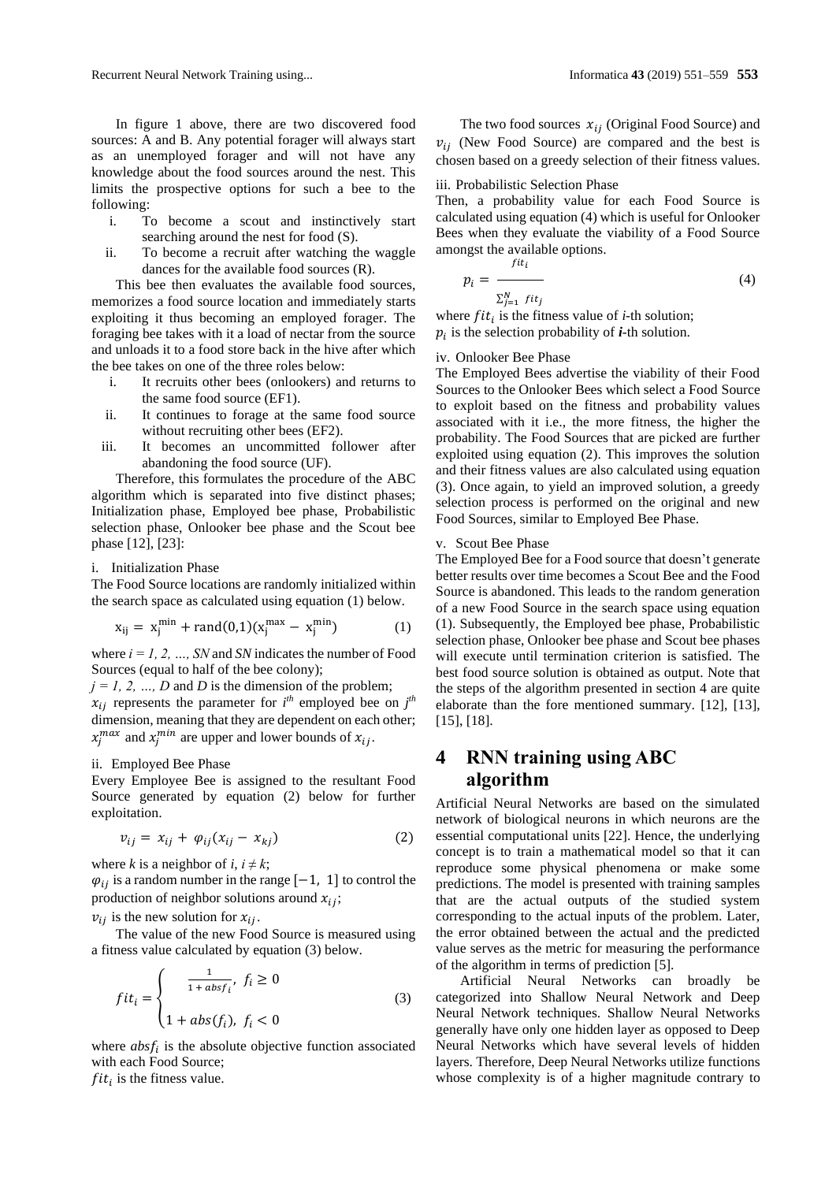In figure 1 above, there are two discovered food sources: A and B. Any potential forager will always start as an unemployed forager and will not have any knowledge about the food sources around the nest. This limits the prospective options for such a bee to the following:

i. To become a scout and instinctively start searching around the nest for food (S).
ii. To become a recruit after watching the waggle dances for the available food sources (R).

This bee then evaluates the available food sources, memorizes a food source location and immediately starts exploiting it thus becoming an employed forager. The foraging bee takes with it a load of nectar from the source and unloads it to a food store back in the hive after which the bee takes on one of the three roles below:

i. It recruits other bees (onlookers) and returns to the same food source (EF1).
ii. It continues to forage at the same food source without recruiting other bees (EF2).
iii. It becomes an uncommitted follower after abandoning the food source (UF).

Therefore, this formulates the procedure of the ABC algorithm which is separated into five distinct phases; Initialization phase, Employed bee phase, Probabilistic selection phase, Onlooker bee phase and the Scout bee phase [12], [23]:

i. Initialization Phase

The Food Source locations are randomly initialized within the search space as calculated using equation (1) below.

$$x_{ij} = x_j^{min} + rand(0,1)(x_j^{max} - x_j^{min}) \tag{1}$$

where $i = 1, 2, \ldots, SN$ and $SN$ indicates the number of Food Sources (equal to half of the bee colony);
$j = 1, 2, \ldots, D$ and $D$ is the dimension of the problem;
$x_{ij}$ represents the parameter for $i^{th}$ employed bee on $j^{th}$ dimension, meaning that they are dependent on each other;
$x_j^{max}$ and $x_j^{min}$ are upper and lower bounds of $x_{ij}$.

ii. Employed Bee Phase

Every Employee Bee is assigned to the resultant Food Source generated by equation (2) below for further exploitation.

$$v_{ij} = x_{ij} + \varphi_{ij}(x_{ij} - x_{kj}) \tag{2}$$

where $k$ is a neighbor of $i$, $i \neq k$;
$\varphi_{ij}$ is a random number in the range $[-1,\ 1]$ to control the production of neighbor solutions around $x_{ij}$;
$v_{ij}$ is the new solution for $x_{ij}$.

The value of the new Food Source is measured using a fitness value calculated by equation (3) below.

$$fit_i = \begin{cases} \frac{1}{1 + absf_i},\ f_i \geq 0 \\ 1 + abs(f_i),\ f_i < 0 \end{cases} \tag{3}$$

where $absf_i$ is the absolute objective function associated with each Food Source;
$fit_i$ is the fitness value.

The two food sources $x_{ij}$ (Original Food Source) and $v_{ij}$ (New Food Source) are compared and the best is chosen based on a greedy selection of their fitness values.

iii. Probabilistic Selection Phase

Then, a probability value for each Food Source is calculated using equation (4) which is useful for Onlooker Bees when they evaluate the viability of a Food Source amongst the available options.

$$p_i = \frac{fit_i}{\sum_{j=1}^{N} fit_j} \tag{4}$$

where $fit_i$ is the fitness value of $i$-th solution;
$p_i$ is the selection probability of $i$-th solution.

iv. Onlooker Bee Phase

The Employed Bees advertise the viability of their Food Sources to the Onlooker Bees which select a Food Source to exploit based on the fitness and probability values associated with it i.e., the more fitness, the higher the probability. The Food Sources that are picked are further exploited using equation (2). This improves the solution and their fitness values are also calculated using equation (3). Once again, to yield an improved solution, a greedy selection process is performed on the original and new Food Sources, similar to Employed Bee Phase.

v. Scout Bee Phase

The Employed Bee for a Food source that doesn't generate better results over time becomes a Scout Bee and the Food Source is abandoned. This leads to the random generation of a new Food Source in the search space using equation (1). Subsequently, the Employed bee phase, Probabilistic selection phase, Onlooker bee phase and Scout bee phases will execute until termination criterion is satisfied. The best food source solution is obtained as output. Note that the steps of the algorithm presented in section 4 are quite elaborate than the fore mentioned summary. [12], [13], [15], [18].

# 4 RNN training using ABC algorithm

Artificial Neural Networks are based on the simulated network of biological neurons in which neurons are the essential computational units [22]. Hence, the underlying concept is to train a mathematical model so that it can reproduce some physical phenomena or make some predictions. The model is presented with training samples that are the actual outputs of the studied system corresponding to the actual inputs of the problem. Later, the error obtained between the actual and the predicted value serves as the metric for measuring the performance of the algorithm in terms of prediction [5].

Artificial Neural Networks can broadly be categorized into Shallow Neural Network and Deep Neural Network techniques. Shallow Neural Networks generally have only one hidden layer as opposed to Deep Neural Networks which have several levels of hidden layers. Therefore, Deep Neural Networks utilize functions whose complexity is of a higher magnitude contrary to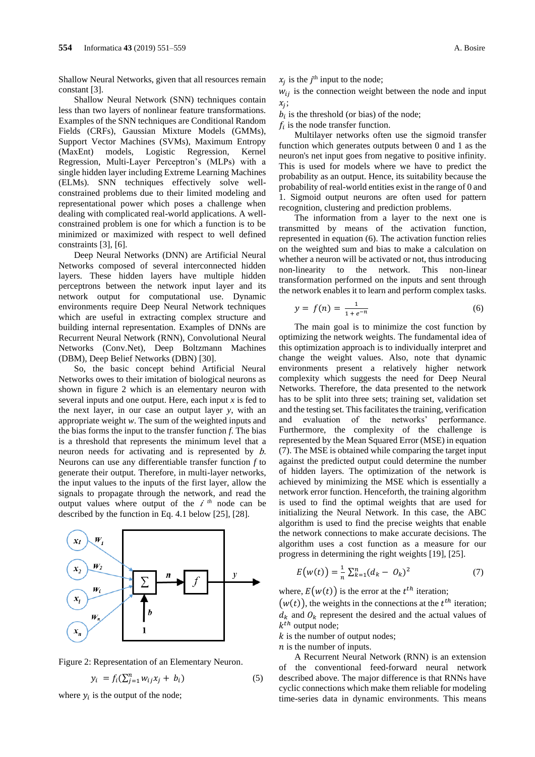Shallow Neural Networks, given that all resources remain constant [3].

Shallow Neural Network (SNN) techniques contain less than two layers of nonlinear feature transformations. Examples of the SNN techniques are Conditional Random Fields (CRFs), Gaussian Mixture Models (GMMs), Support Vector Machines (SVMs), Maximum Entropy (MaxEnt) models, Logistic Regression, Kernel Regression, Multi-Layer Perceptron's (MLPs) with a single hidden layer including Extreme Learning Machines (ELMs). SNN techniques effectively solve well-constrained problems due to their limited modeling and representational power which poses a challenge when dealing with complicated real-world applications. A well-constrained problem is one for which a function is to be minimized or maximized with respect to well defined constraints [3], [6].

Deep Neural Networks (DNN) are Artificial Neural Networks composed of several interconnected hidden layers. These hidden layers have multiple hidden perceptrons between the network input layer and its network output for computational use. Dynamic environments require Deep Neural Network techniques which are useful in extracting complex structure and building internal representation. Examples of DNNs are Recurrent Neural Network (RNN), Convolutional Neural Networks (Conv.Net), Deep Boltzmann Machines (DBM), Deep Belief Networks (DBN) [30].

So, the basic concept behind Artificial Neural Networks owes to their imitation of biological neurons as shown in figure 2 which is an elementary neuron with several inputs and one output. Here, each input *x* is fed to the next layer, in our case an output layer *y*, with an appropriate weight *w*. The sum of the weighted inputs and the bias forms the input to the transfer function *f*. The bias is a threshold that represents the minimum level that a neuron needs for activating and is represented by *b*. Neurons can use any differentiable transfer function *f* to generate their output. Therefore, in multi-layer networks, the input values to the inputs of the first layer, allow the signals to propagate through the network, and read the output values where output of the $i^{th}$ node can be described by the function in Eq. 4.1 below [25], [28].

Figure 2: Representation of an Elementary Neuron.

$$y_i = f_i\left(\sum_{j=1}^{n} w_{ij} x_j + b_i\right) \tag{5}$$

where $y_i$ is the output of the node;
$x_j$ is the $j^{th}$ input to the node;
$w_{ij}$ is the connection weight between the node and input $x_j$;
$b_i$ is the threshold (or bias) of the node;
$f_i$ is the node transfer function.

Multilayer networks often use the sigmoid transfer function which generates outputs between 0 and 1 as the neuron's net input goes from negative to positive infinity. This is used for models where we have to predict the probability as an output. Hence, its suitability because the probability of real-world entities exist in the range of 0 and 1. Sigmoid output neurons are often used for pattern recognition, clustering and prediction problems.

The information from a layer to the next one is transmitted by means of the activation function, represented in equation (6). The activation function relies on the weighted sum and bias to make a calculation on whether a neuron will be activated or not, thus introducing non-linearity to the network. This non-linear transformation performed on the inputs and sent through the network enables it to learn and perform complex tasks.

$$y = f(n) = \frac{1}{1 + e^{-n}} \tag{6}$$

The main goal is to minimize the cost function by optimizing the network weights. The fundamental idea of this optimization approach is to individually interpret and change the weight values. Also, note that dynamic environments present a relatively higher network complexity which suggests the need for Deep Neural Networks. Therefore, the data presented to the network has to be split into three sets; training set, validation set and the testing set. This facilitates the training, verification and evaluation of the networks' performance. Furthermore, the complexity of the challenge is represented by the Mean Squared Error (MSE) in equation (7). The MSE is obtained while comparing the target input against the predicted output could determine the number of hidden layers. The optimization of the network is achieved by minimizing the MSE which is essentially a network error function. Henceforth, the training algorithm is used to find the optimal weights that are used for initializing the Neural Network. In this case, the ABC algorithm is used to find the precise weights that enable the network connections to make accurate decisions. The algorithm uses a cost function as a measure for our progress in determining the right weights [19], [25].

$$E\big(w(t)\big) = \frac{1}{n} \sum_{k=1}^{n} (d_k - O_k)^2 \tag{7}$$

where, $E\big(w(t)\big)$ is the error at the $t^{th}$ iteration;
$\big(w(t)\big)$, the weights in the connections at the $t^{th}$ iteration;
$d_k$ and $O_k$ represent the desired and the actual values of $k^{th}$ output node;
$k$ is the number of output nodes;
$n$ is the number of inputs.

A Recurrent Neural Network (RNN) is an extension of the conventional feed-forward neural network described above. The major difference is that RNNs have cyclic connections which make them reliable for modeling time-series data in dynamic environments. This means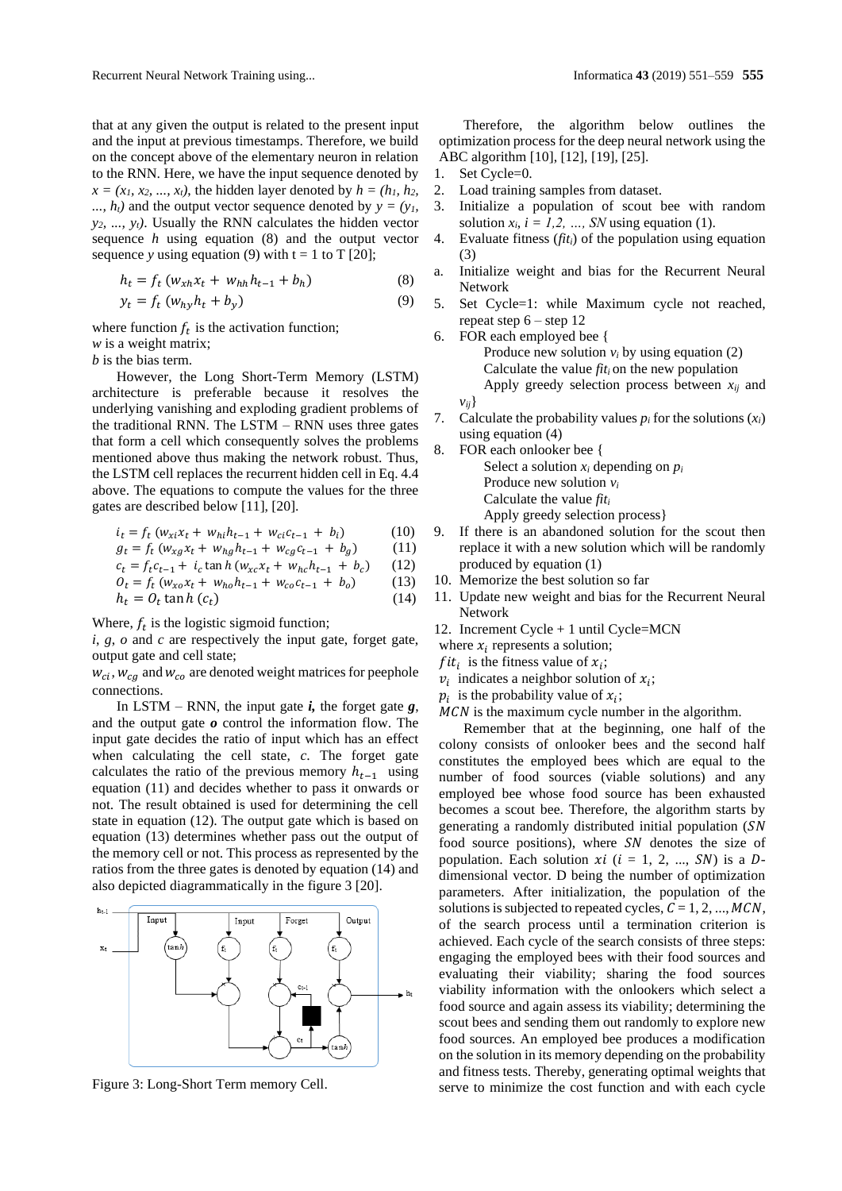that at any given the output is related to the present input and the input at previous timestamps. Therefore, we build on the concept above of the elementary neuron in relation to the RNN. Here, we have the input sequence denoted by $x = (x_1, x_2, \ldots, x_t)$, the hidden layer denoted by $h = (h_1, h_2, \ldots, h_t)$ and the output vector sequence denoted by $y = (y_1, y_2, \ldots, y_t)$. Usually the RNN calculates the hidden vector sequence $h$ using equation (8) and the output vector sequence $y$ using equation (9) with t = 1 to T [20];

$$h_t = f_t\,(w_{xh}x_t + w_{hh}h_{t-1} + b_h) \tag{8}$$

$$y_t = f_t\,(w_{hy}h_t + b_y) \tag{9}$$

where function $f_t$ is the activation function;
$w$ is a weight matrix;
$b$ is the bias term.

However, the Long Short-Term Memory (LSTM) architecture is preferable because it resolves the underlying vanishing and exploding gradient problems of the traditional RNN. The LSTM – RNN uses three gates that form a cell which consequently solves the problems mentioned above thus making the network robust. Thus, the LSTM cell replaces the recurrent hidden cell in Eq. 4.4 above. The equations to compute the values for the three gates are described below [11], [20].

$$i_t = f_t\,(w_{xi}x_t + w_{hi}h_{t-1} + w_{ci}c_{t-1} + b_i) \tag{10}$$

$$g_t = f_t\,(w_{xg}x_t + w_{hg}h_{t-1} + w_{cg}c_{t-1} + b_g) \tag{11}$$

$$c_t = f_t c_{t-1} + i_c \tanh(w_{xc}x_t + w_{hc}h_{t-1} + b_c) \tag{12}$$

$$O_t = f_t\,(w_{xo}x_t + w_{ho}h_{t-1} + w_{co}c_{t-1} + b_o) \tag{13}$$

$$h_t = O_t \tanh(c_t) \tag{14}$$

Where, $f_t$ is the logistic sigmoid function;
$i$, $g$, $o$ and $c$ are respectively the input gate, forget gate, output gate and cell state;
$w_{ci}$, $w_{cg}$ and $w_{co}$ are denoted weight matrices for peephole connections.

In LSTM – RNN, the input gate ***i***, the forget gate ***g***, and the output gate ***o*** control the information flow. The input gate decides the ratio of input which has an effect when calculating the cell state, $c$. The forget gate calculates the ratio of the previous memory $h_{t-1}$ using equation (11) and decides whether to pass it onwards or not. The result obtained is used for determining the cell state in equation (12). The output gate which is based on equation (13) determines whether pass out the output of the memory cell or not. This process as represented by the ratios from the three gates is denoted by equation (14) and also depicted diagrammatically in the figure 3 [20].

Figure 3: Long-Short Term memory Cell.

Therefore, the algorithm below outlines the optimization process for the deep neural network using the ABC algorithm [10], [12], [19], [25].

1. Set Cycle=0.
2. Load training samples from dataset.
3. Initialize a population of scout bee with random solution $x_i$, $i = 1, 2, \ldots, SN$ using equation (1).
4. Evaluate fitness ($fit_i$) of the population using equation (3)

a. Initialize weight and bias for the Recurrent Neural Network

5. Set Cycle=1: while Maximum cycle not reached, repeat step 6 – step 12
6. FOR each employed bee {
   Produce new solution $v_i$ by using equation (2)
   Calculate the value $fit_i$ on the new population
   Apply greedy selection process between $x_{ij}$ and $v_{ij}$}
7. Calculate the probability values $p_i$ for the solutions ($x_i$) using equation (4)
8. FOR each onlooker bee {
   Select a solution $x_i$ depending on $p_i$
   Produce new solution $v_i$
   Calculate the value $fit_i$
   Apply greedy selection process}
9. If there is an abandoned solution for the scout then replace it with a new solution which will be randomly produced by equation (1)
10. Memorize the best solution so far
11. Update new weight and bias for the Recurrent Neural Network
12. Increment Cycle + 1 until Cycle=MCN

where $x_i$ represents a solution;
$fit_i$ is the fitness value of $x_i$;
$v_i$ indicates a neighbor solution of $x_i$;
$p_i$ is the probability value of $x_i$;
$MCN$ is the maximum cycle number in the algorithm.

Remember that at the beginning, one half of the colony consists of onlooker bees and the second half constitutes the employed bees which are equal to the number of food sources (viable solutions) and any employed bee whose food source has been exhausted becomes a scout bee. Therefore, the algorithm starts by generating a randomly distributed initial population ($SN$ food source positions), where $SN$ denotes the size of population. Each solution $xi$ ($i$ = 1, 2, ..., $SN$) is a $D$-dimensional vector. D being the number of optimization parameters. After initialization, the population of the solutions is subjected to repeated cycles, $C = 1, 2, \ldots, MCN$, of the search process until a termination criterion is achieved. Each cycle of the search consists of three steps: engaging the employed bees with their food sources and evaluating their viability; sharing the food sources viability information with the onlookers which select a food source and again assess its viability; determining the scout bees and sending them out randomly to explore new food sources. An employed bee produces a modification on the solution in its memory depending on the probability and fitness tests. Thereby, generating optimal weights that serve to minimize the cost function and with each cycle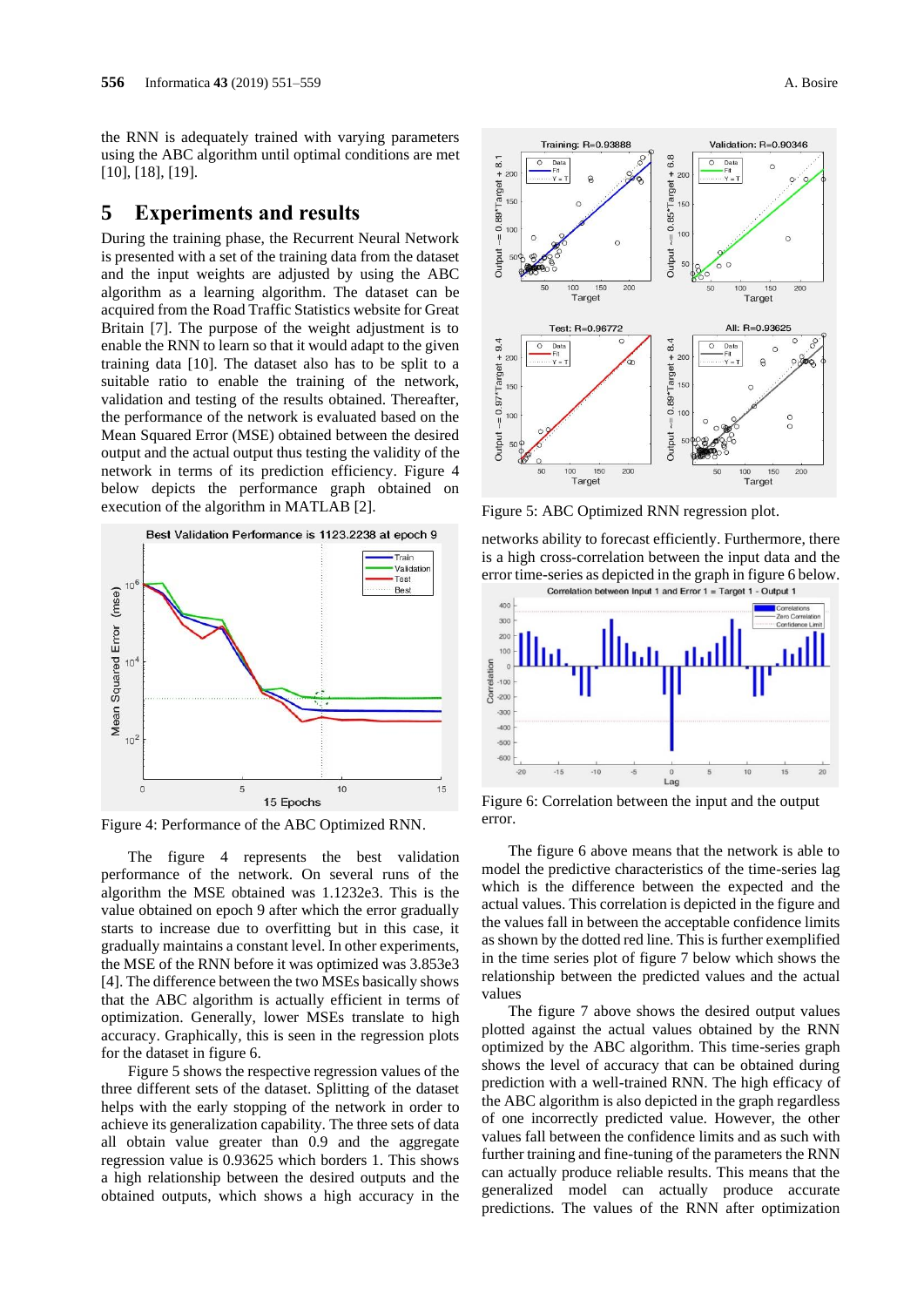the RNN is adequately trained with varying parameters using the ABC algorithm until optimal conditions are met [10], [18], [19].

## 5 Experiments and results

During the training phase, the Recurrent Neural Network is presented with a set of the training data from the dataset and the input weights are adjusted by using the ABC algorithm as a learning algorithm. The dataset can be acquired from the Road Traffic Statistics website for Great Britain [7]. The purpose of the weight adjustment is to enable the RNN to learn so that it would adapt to the given training data [10]. The dataset also has to be split to a suitable ratio to enable the training of the network, validation and testing of the results obtained. Thereafter, the performance of the network is evaluated based on the Mean Squared Error (MSE) obtained between the desired output and the actual output thus testing the validity of the network in terms of its prediction efficiency. Figure 4 below depicts the performance graph obtained on execution of the algorithm in MATLAB [2].

Figure 4: Performance of the ABC Optimized RNN.

The figure 4 represents the best validation performance of the network. On several runs of the algorithm the MSE obtained was 1.1232e3. This is the value obtained on epoch 9 after which the error gradually starts to increase due to overfitting but in this case, it gradually maintains a constant level. In other experiments, the MSE of the RNN before it was optimized was 3.853e3 [4]. The difference between the two MSEs basically shows that the ABC algorithm is actually efficient in terms of optimization. Generally, lower MSEs translate to high accuracy. Graphically, this is seen in the regression plots for the dataset in figure 6.

Figure 5 shows the respective regression values of the three different sets of the dataset. Splitting of the dataset helps with the early stopping of the network in order to achieve its generalization capability. The three sets of data all obtain value greater than 0.9 and the aggregate regression value is 0.93625 which borders 1. This shows a high relationship between the desired outputs and the obtained outputs, which shows a high accuracy in the networks ability to forecast efficiently. Furthermore, there is a high cross-correlation between the input data and the error time-series as depicted in the graph in figure 6 below.

Figure 5: ABC Optimized RNN regression plot.

Figure 6: Correlation between the input and the output error.

The figure 6 above means that the network is able to model the predictive characteristics of the time-series lag which is the difference between the expected and the actual values. This correlation is depicted in the figure and the values fall in between the acceptable confidence limits as shown by the dotted red line. This is further exemplified in the time series plot of figure 7 below which shows the relationship between the predicted values and the actual values

The figure 7 above shows the desired output values plotted against the actual values obtained by the RNN optimized by the ABC algorithm. This time-series graph shows the level of accuracy that can be obtained during prediction with a well-trained RNN. The high efficacy of the ABC algorithm is also depicted in the graph regardless of one incorrectly predicted value. However, the other values fall between the confidence limits and as such with further training and fine-tuning of the parameters the RNN can actually produce reliable results. This means that the generalized model can actually produce accurate predictions. The values of the RNN after optimization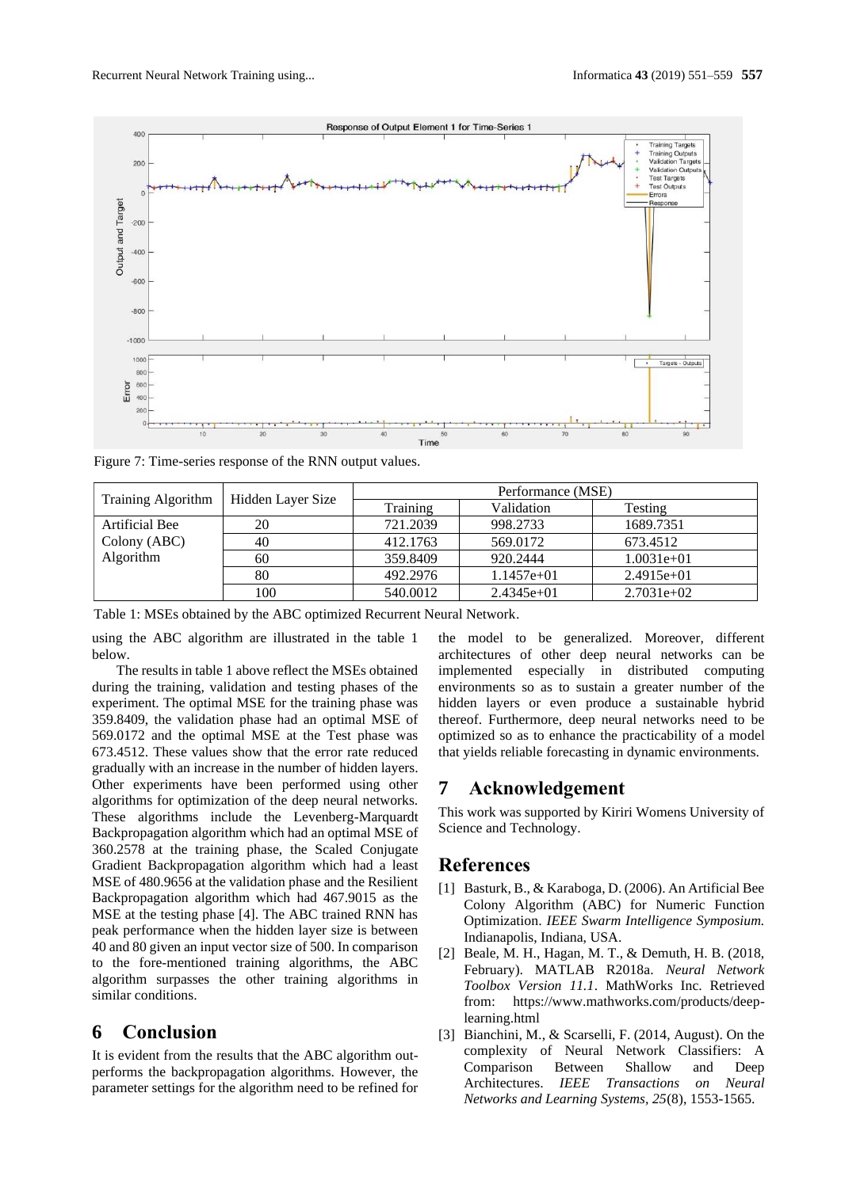Figure 7: Time-series response of the RNN output values.

| Training Algorithm | Hidden Layer Size | Performance (MSE) | | |
|---|---|---|---|---|
| | | Training | Validation | Testing |
| Artificial Bee Colony (ABC) Algorithm | 20 | 721.2039 | 998.2733 | 1689.7351 |
| | 40 | 412.1763 | 569.0172 | 673.4512 |
| | 60 | 359.8409 | 920.2444 | 1.0031e+01 |
| | 80 | 492.2976 | 1.1457e+01 | 2.4915e+01 |
| | 100 | 540.0012 | 2.4345e+01 | 2.7031e+02 |

Table 1: MSEs obtained by the ABC optimized Recurrent Neural Network.

using the ABC algorithm are illustrated in the table 1 below.

The results in table 1 above reflect the MSEs obtained during the training, validation and testing phases of the experiment. The optimal MSE for the training phase was 359.8409, the validation phase had an optimal MSE of 569.0172 and the optimal MSE at the Test phase was 673.4512. These values show that the error rate reduced gradually with an increase in the number of hidden layers. Other experiments have been performed using other algorithms for optimization of the deep neural networks. These algorithms include the Levenberg-Marquardt Backpropagation algorithm which had an optimal MSE of 360.2578 at the training phase, the Scaled Conjugate Gradient Backpropagation algorithm which had a least MSE of 480.9656 at the validation phase and the Resilient Backpropagation algorithm which had 467.9015 as the MSE at the testing phase [4]. The ABC trained RNN has peak performance when the hidden layer size is between 40 and 80 given an input vector size of 500. In comparison to the fore-mentioned training algorithms, the ABC algorithm surpasses the other training algorithms in similar conditions.

## 6 Conclusion

It is evident from the results that the ABC algorithm outperforms the backpropagation algorithms. However, the parameter settings for the algorithm need to be refined for the model to be generalized. Moreover, different architectures of other deep neural networks can be implemented especially in distributed computing environments so as to sustain a greater number of the hidden layers or even produce a sustainable hybrid thereof. Furthermore, deep neural networks need to be optimized so as to enhance the practicability of a model that yields reliable forecasting in dynamic environments.

## 7 Acknowledgement

This work was supported by Kiriri Womens University of Science and Technology.

## References

[1] Basturk, B., & Karaboga, D. (2006). An Artificial Bee Colony Algorithm (ABC) for Numeric Function Optimization. *IEEE Swarm Intelligence Symposium.* Indianapolis, Indiana, USA.

[2] Beale, M. H., Hagan, M. T., & Demuth, H. B. (2018, February). MATLAB R2018a. *Neural Network Toolbox Version 11.1*. MathWorks Inc. Retrieved from: https://www.mathworks.com/products/deep-learning.html

[3] Bianchini, M., & Scarselli, F. (2014, August). On the complexity of Neural Network Classifiers: A Comparison Between Shallow and Deep Architectures. *IEEE Transactions on Neural Networks and Learning Systems, 25*(8), 1553-1565.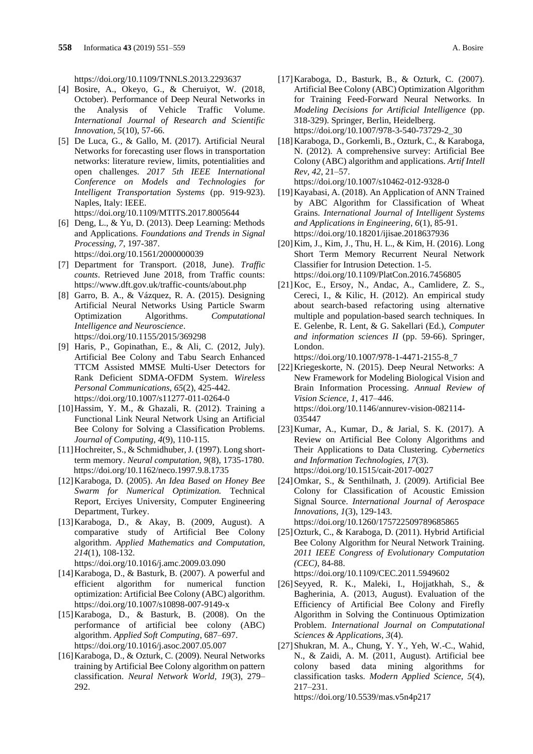https://doi.org/10.1109/TNNLS.2013.2293637

[4] Bosire, A., Okeyo, G., & Cheruiyot, W. (2018, October). Performance of Deep Neural Networks in the Analysis of Vehicle Traffic Volume. *International Journal of Research and Scientific Innovation, 5*(10), 57-66.

[5] De Luca, G., & Gallo, M. (2017). Artificial Neural Networks for forecasting user flows in transportation networks: literature review, limits, potentialities and open challenges. *2017 5th IEEE International Conference on Models and Technologies for Intelligent Transportation Systems* (pp. 919-923). Naples, Italy: IEEE. https://doi.org/10.1109/MTITS.2017.8005644

[6] Deng, L., & Yu, D. (2013). Deep Learning: Methods and Applications. *Foundations and Trends in Signal Processing, 7*, 197-387. https://doi.org/10.1561/2000000039

[7] Department for Transport. (2018, June). *Traffic counts*. Retrieved June 2018, from Traffic counts: https://www.dft.gov.uk/traffic-counts/about.php

[8] Garro, B. A., & Vázquez, R. A. (2015). Designing Artificial Neural Networks Using Particle Swarm Optimization Algorithms. *Computational Intelligence and Neuroscience*. https://doi.org/10.1155/2015/369298

[9] Haris, P., Gopinathan, E., & Ali, C. (2012, July). Artificial Bee Colony and Tabu Search Enhanced TTCM Assisted MMSE Multi-User Detectors for Rank Deficient SDMA-OFDM System. *Wireless Personal Communications, 65*(2), 425-442. https://doi.org/10.1007/s11277-011-0264-0

[10] Hassim, Y. M., & Ghazali, R. (2012). Training a Functional Link Neural Network Using an Artificial Bee Colony for Solving a Classification Problems. *Journal of Computing, 4*(9), 110-115.

[11] Hochreiter, S., & Schmidhuber, J. (1997). Long short-term memory. *Neural computation, 9*(8), 1735-1780. https://doi.org/10.1162/neco.1997.9.8.1735

[12] Karaboga, D. (2005). *An Idea Based on Honey Bee Swarm for Numerical Optimization.* Technical Report, Erciyes University, Computer Engineering Department, Turkey.

[13] Karaboga, D., & Akay, B. (2009, August). A comparative study of Artificial Bee Colony algorithm. *Applied Mathematics and Computation, 214*(1), 108-132. https://doi.org/10.1016/j.amc.2009.03.090

[14] Karaboga, D., & Basturk, B. (2007). A powerful and efficient algorithm for numerical function optimization: Artificial Bee Colony (ABC) algorithm. https://doi.org/10.1007/s10898-007-9149-x

[15] Karaboga, D., & Basturk, B. (2008). On the performance of artificial bee colony (ABC) algorithm. *Applied Soft Computing*, 687–697. https://doi.org/10.1016/j.asoc.2007.05.007

[16] Karaboga, D., & Ozturk, C. (2009). Neural Networks training by Artificial Bee Colony algorithm on pattern classification. *Neural Network World, 19*(3), 279–292.

[17] Karaboga, D., Basturk, B., & Ozturk, C. (2007). Artificial Bee Colony (ABC) Optimization Algorithm for Training Feed-Forward Neural Networks. In *Modeling Decisions for Artificial Intelligence* (pp. 318-329). Springer, Berlin, Heidelberg. https://doi.org/10.1007/978-3-540-73729-2_30

[18] Karaboga, D., Gorkemli, B., Ozturk, C., & Karaboga, N. (2012). A comprehensive survey: Artificial Bee Colony (ABC) algorithm and applications. *Artif Intell Rev, 42*, 21–57. https://doi.org/10.1007/s10462-012-9328-0

[19] Kayabasi, A. (2018). An Application of ANN Trained by ABC Algorithm for Classification of Wheat Grains. *International Journal of Intelligent Systems and Applications in Engineering, 6*(1), 85-91. https://doi.org/10.18201/ijisae.2018637936

[20] Kim, J., Kim, J., Thu, H. L., & Kim, H. (2016). Long Short Term Memory Recurrent Neural Network Classifier for Intrusion Detection. 1-5. https://doi.org/10.1109/PlatCon.2016.7456805

[21] Koc, E., Ersoy, N., Andac, A., Camlidere, Z. S., Cereci, I., & Kilic, H. (2012). An empirical study about search-based refactoring using alternative multiple and population-based search techniques. In E. Gelenbe, R. Lent, & G. Sakellari (Ed.), *Computer and information sciences II* (pp. 59-66). Springer, London. https://doi.org/10.1007/978-1-4471-2155-8_7

[22] Kriegeskorte, N. (2015). Deep Neural Networks: A New Framework for Modeling Biological Vision and Brain Information Processing. *Annual Review of Vision Science, 1*, 417–446. https://doi.org/10.1146/annurev-vision-082114-035447

[23] Kumar, A., Kumar, D., & Jarial, S. K. (2017). A Review on Artificial Bee Colony Algorithms and Their Applications to Data Clustering. *Cybernetics and Information Technologies, 17*(3). https://doi.org/10.1515/cait-2017-0027

[24] Omkar, S., & Senthilnath, J. (2009). Artificial Bee Colony for Classification of Acoustic Emission Signal Source. *International Journal of Aerospace Innovations, 1*(3), 129-143. https://doi.org/10.1260/175722509789685865

[25] Ozturk, C., & Karaboga, D. (2011). Hybrid Artificial Bee Colony Algorithm for Neural Network Training. *2011 IEEE Congress of Evolutionary Computation (CEC)*, 84-88. https://doi.org/10.1109/CEC.2011.5949602

[26] Seyyed, R. K., Maleki, I., Hojjatkhah, S., & Bagherinia, A. (2013, August). Evaluation of the Efficiency of Artificial Bee Colony and Firefly Algorithm in Solving the Continuous Optimization Problem. *International Journal on Computational Sciences & Applications, 3*(4).

[27] Shukran, M. A., Chung, Y. Y., Yeh, W.-C., Wahid, N., & Zaidi, A. M. (2011, August). Artificial bee colony based data mining algorithms for classification tasks. *Modern Applied Science, 5*(4), 217–231. https://doi.org/10.5539/mas.v5n4p217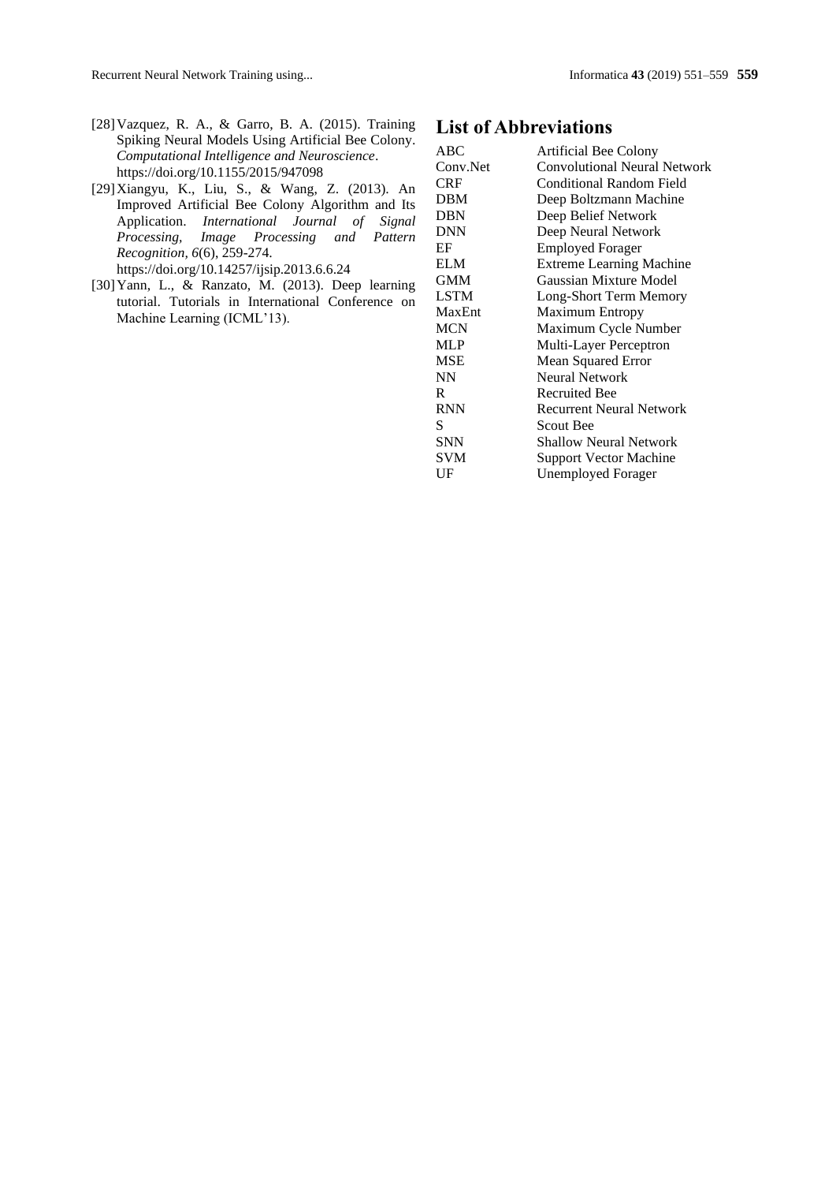[28] Vazquez, R. A., & Garro, B. A. (2015). Training Spiking Neural Models Using Artificial Bee Colony. *Computational Intelligence and Neuroscience*. https://doi.org/10.1155/2015/947098

[29] Xiangyu, K., Liu, S., & Wang, Z. (2013). An Improved Artificial Bee Colony Algorithm and Its Application. *International Journal of Signal Processing, Image Processing and Pattern Recognition, 6*(6), 259-274. https://doi.org/10.14257/ijsip.2013.6.6.24

[30] Yann, L., & Ranzato, M. (2013). Deep learning tutorial. Tutorials in International Conference on Machine Learning (ICML'13).

## List of Abbreviations

| | |
|---|---|
| ABC | Artificial Bee Colony |
| Conv.Net | Convolutional Neural Network |
| CRF | Conditional Random Field |
| DBM | Deep Boltzmann Machine |
| DBN | Deep Belief Network |
| DNN | Deep Neural Network |
| EF | Employed Forager |
| ELM | Extreme Learning Machine |
| GMM | Gaussian Mixture Model |
| LSTM | Long-Short Term Memory |
| MaxEnt | Maximum Entropy |
| MCN | Maximum Cycle Number |
| MLP | Multi-Layer Perceptron |
| MSE | Mean Squared Error |
| NN | Neural Network |
| R | Recruited Bee |
| RNN | Recurrent Neural Network |
| S | Scout Bee |
| SNN | Shallow Neural Network |
| SVM | Support Vector Machine |
| UF | Unemployed Forager |